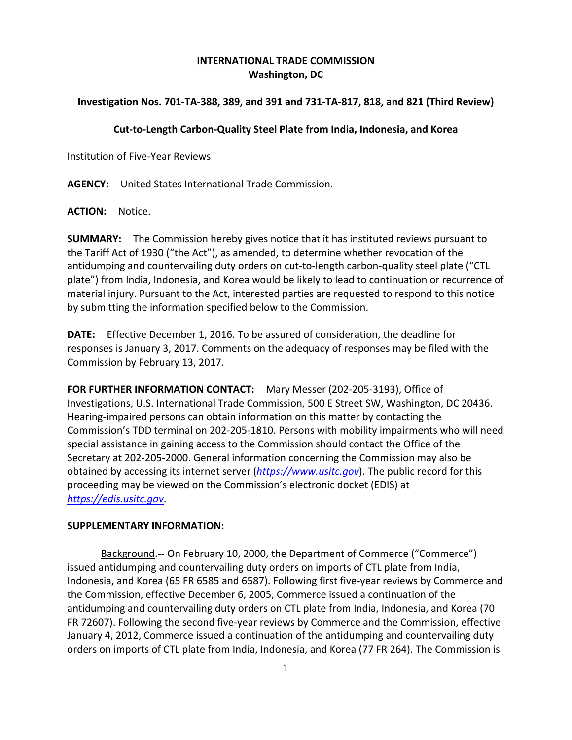**INTERNATIONAL TRADE COMMISSION**
**Washington, DC**

**Investigation Nos. 701-TA-388, 389, and 391 and 731-TA-817, 818, and 821 (Third Review)**

**Cut-to-Length Carbon-Quality Steel Plate from India, Indonesia, and Korea**

Institution of Five-Year Reviews

**AGENCY:** United States International Trade Commission.

**ACTION:** Notice.

**SUMMARY:** The Commission hereby gives notice that it has instituted reviews pursuant to the Tariff Act of 1930 ("the Act"), as amended, to determine whether revocation of the antidumping and countervailing duty orders on cut-to-length carbon-quality steel plate ("CTL plate") from India, Indonesia, and Korea would be likely to lead to continuation or recurrence of material injury. Pursuant to the Act, interested parties are requested to respond to this notice by submitting the information specified below to the Commission.

**DATE:** Effective December 1, 2016. To be assured of consideration, the deadline for responses is January 3, 2017. Comments on the adequacy of responses may be filed with the Commission by February 13, 2017.

**FOR FURTHER INFORMATION CONTACT:** Mary Messer (202-205-3193), Office of Investigations, U.S. International Trade Commission, 500 E Street SW, Washington, DC 20436. Hearing-impaired persons can obtain information on this matter by contacting the Commission's TDD terminal on 202-205-1810. Persons with mobility impairments who will need special assistance in gaining access to the Commission should contact the Office of the Secretary at 202-205-2000. General information concerning the Commission may also be obtained by accessing its internet server (*https://www.usitc.gov*). The public record for this proceeding may be viewed on the Commission's electronic docket (EDIS) at *https://edis.usitc.gov*.

**SUPPLEMENTARY INFORMATION:**

Background.-- On February 10, 2000, the Department of Commerce ("Commerce") issued antidumping and countervailing duty orders on imports of CTL plate from India, Indonesia, and Korea (65 FR 6585 and 6587). Following first five-year reviews by Commerce and the Commission, effective December 6, 2005, Commerce issued a continuation of the antidumping and countervailing duty orders on CTL plate from India, Indonesia, and Korea (70 FR 72607). Following the second five-year reviews by Commerce and the Commission, effective January 4, 2012, Commerce issued a continuation of the antidumping and countervailing duty orders on imports of CTL plate from India, Indonesia, and Korea (77 FR 264). The Commission is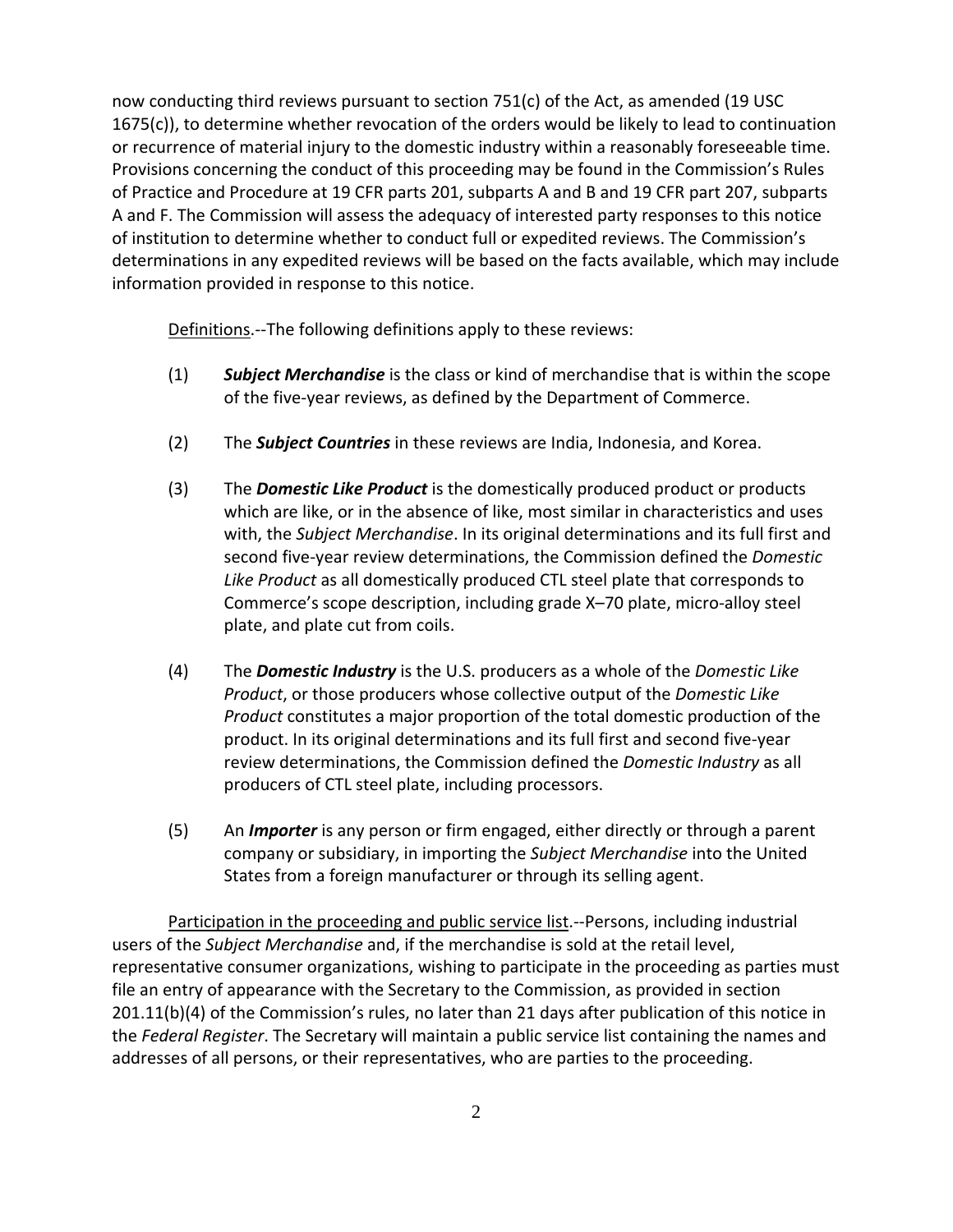now conducting third reviews pursuant to section 751(c) of the Act, as amended (19 USC 1675(c)), to determine whether revocation of the orders would be likely to lead to continuation or recurrence of material injury to the domestic industry within a reasonably foreseeable time. Provisions concerning the conduct of this proceeding may be found in the Commission's Rules of Practice and Procedure at 19 CFR parts 201, subparts A and B and 19 CFR part 207, subparts A and F. The Commission will assess the adequacy of interested party responses to this notice of institution to determine whether to conduct full or expedited reviews. The Commission's determinations in any expedited reviews will be based on the facts available, which may include information provided in response to this notice.

Definitions.--The following definitions apply to these reviews:

(1) ***Subject Merchandise*** is the class or kind of merchandise that is within the scope of the five-year reviews, as defined by the Department of Commerce.

(2) The ***Subject Countries*** in these reviews are India, Indonesia, and Korea.

(3) The ***Domestic Like Product*** is the domestically produced product or products which are like, or in the absence of like, most similar in characteristics and uses with, the *Subject Merchandise*. In its original determinations and its full first and second five-year review determinations, the Commission defined the *Domestic Like Product* as all domestically produced CTL steel plate that corresponds to Commerce's scope description, including grade X–70 plate, micro-alloy steel plate, and plate cut from coils.

(4) The ***Domestic Industry*** is the U.S. producers as a whole of the *Domestic Like Product*, or those producers whose collective output of the *Domestic Like Product* constitutes a major proportion of the total domestic production of the product. In its original determinations and its full first and second five-year review determinations, the Commission defined the *Domestic Industry* as all producers of CTL steel plate, including processors.

(5) An ***Importer*** is any person or firm engaged, either directly or through a parent company or subsidiary, in importing the *Subject Merchandise* into the United States from a foreign manufacturer or through its selling agent.

Participation in the proceeding and public service list.--Persons, including industrial users of the *Subject Merchandise* and, if the merchandise is sold at the retail level, representative consumer organizations, wishing to participate in the proceeding as parties must file an entry of appearance with the Secretary to the Commission, as provided in section 201.11(b)(4) of the Commission's rules, no later than 21 days after publication of this notice in the *Federal Register*. The Secretary will maintain a public service list containing the names and addresses of all persons, or their representatives, who are parties to the proceeding.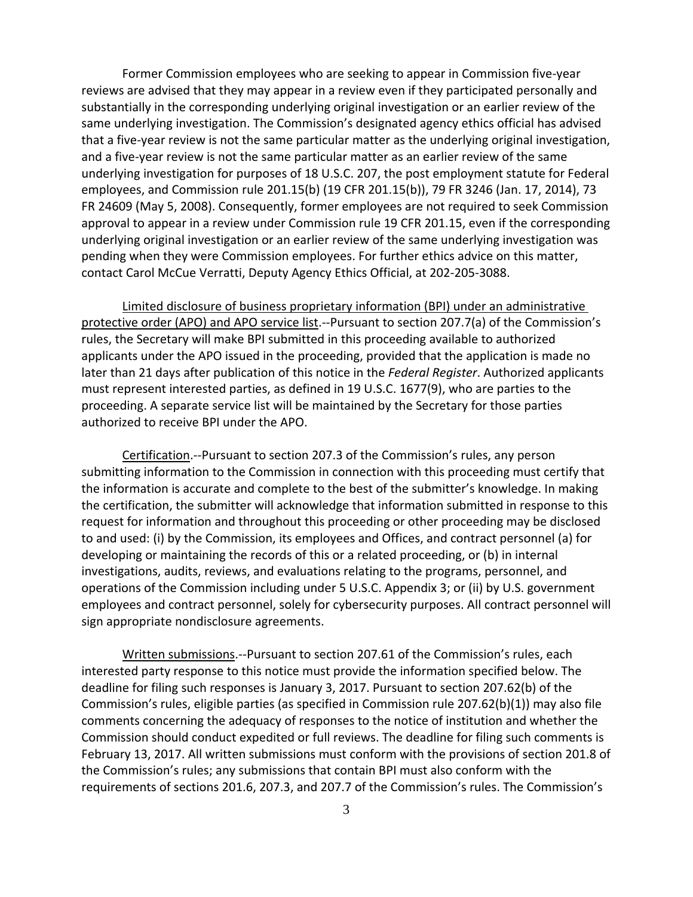Former Commission employees who are seeking to appear in Commission five-year reviews are advised that they may appear in a review even if they participated personally and substantially in the corresponding underlying original investigation or an earlier review of the same underlying investigation. The Commission's designated agency ethics official has advised that a five-year review is not the same particular matter as the underlying original investigation, and a five-year review is not the same particular matter as an earlier review of the same underlying investigation for purposes of 18 U.S.C. 207, the post employment statute for Federal employees, and Commission rule 201.15(b) (19 CFR 201.15(b)), 79 FR 3246 (Jan. 17, 2014), 73 FR 24609 (May 5, 2008). Consequently, former employees are not required to seek Commission approval to appear in a review under Commission rule 19 CFR 201.15, even if the corresponding underlying original investigation or an earlier review of the same underlying investigation was pending when they were Commission employees. For further ethics advice on this matter, contact Carol McCue Verratti, Deputy Agency Ethics Official, at 202-205-3088.

Limited disclosure of business proprietary information (BPI) under an administrative protective order (APO) and APO service list.--Pursuant to section 207.7(a) of the Commission's rules, the Secretary will make BPI submitted in this proceeding available to authorized applicants under the APO issued in the proceeding, provided that the application is made no later than 21 days after publication of this notice in the *Federal Register*. Authorized applicants must represent interested parties, as defined in 19 U.S.C. 1677(9), who are parties to the proceeding. A separate service list will be maintained by the Secretary for those parties authorized to receive BPI under the APO.

Certification.--Pursuant to section 207.3 of the Commission's rules, any person submitting information to the Commission in connection with this proceeding must certify that the information is accurate and complete to the best of the submitter's knowledge. In making the certification, the submitter will acknowledge that information submitted in response to this request for information and throughout this proceeding or other proceeding may be disclosed to and used: (i) by the Commission, its employees and Offices, and contract personnel (a) for developing or maintaining the records of this or a related proceeding, or (b) in internal investigations, audits, reviews, and evaluations relating to the programs, personnel, and operations of the Commission including under 5 U.S.C. Appendix 3; or (ii) by U.S. government employees and contract personnel, solely for cybersecurity purposes. All contract personnel will sign appropriate nondisclosure agreements.

Written submissions.--Pursuant to section 207.61 of the Commission's rules, each interested party response to this notice must provide the information specified below. The deadline for filing such responses is January 3, 2017. Pursuant to section 207.62(b) of the Commission's rules, eligible parties (as specified in Commission rule 207.62(b)(1)) may also file comments concerning the adequacy of responses to the notice of institution and whether the Commission should conduct expedited or full reviews. The deadline for filing such comments is February 13, 2017. All written submissions must conform with the provisions of section 201.8 of the Commission's rules; any submissions that contain BPI must also conform with the requirements of sections 201.6, 207.3, and 207.7 of the Commission's rules. The Commission's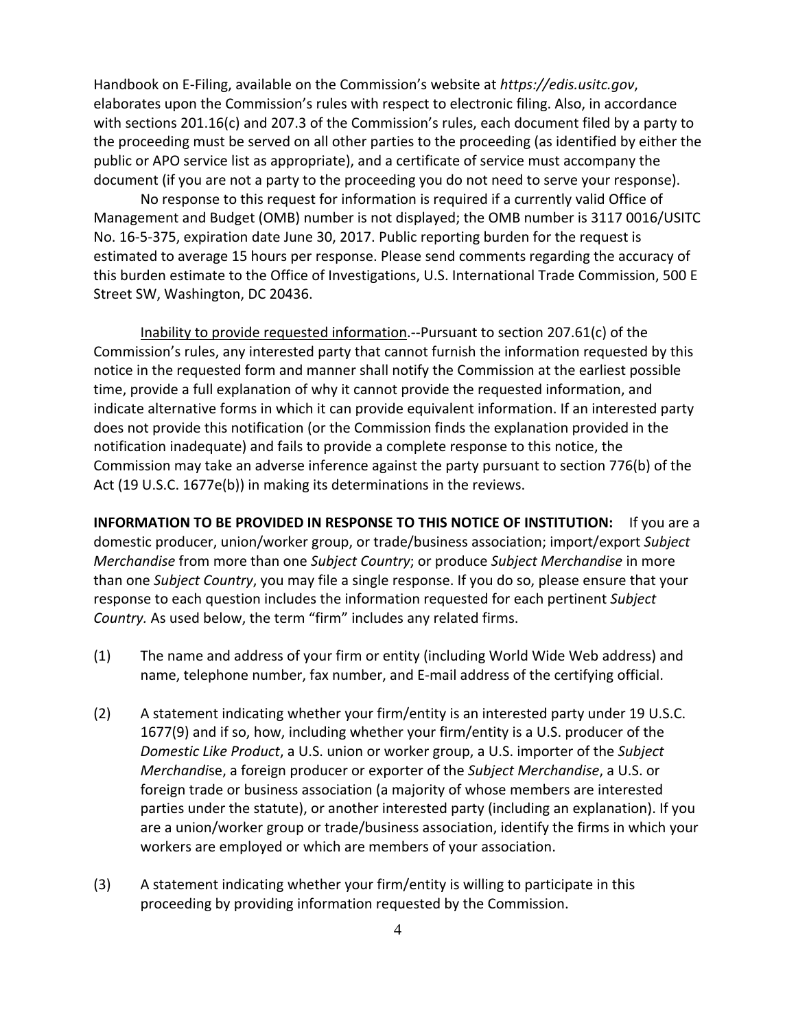Handbook on E-Filing, available on the Commission's website at *https://edis.usitc.gov*, elaborates upon the Commission's rules with respect to electronic filing. Also, in accordance with sections 201.16(c) and 207.3 of the Commission's rules, each document filed by a party to the proceeding must be served on all other parties to the proceeding (as identified by either the public or APO service list as appropriate), and a certificate of service must accompany the document (if you are not a party to the proceeding you do not need to serve your response).

No response to this request for information is required if a currently valid Office of Management and Budget (OMB) number is not displayed; the OMB number is 3117 0016/USITC No. 16-5-375, expiration date June 30, 2017. Public reporting burden for the request is estimated to average 15 hours per response. Please send comments regarding the accuracy of this burden estimate to the Office of Investigations, U.S. International Trade Commission, 500 E Street SW, Washington, DC 20436.

Inability to provide requested information.--Pursuant to section 207.61(c) of the Commission's rules, any interested party that cannot furnish the information requested by this notice in the requested form and manner shall notify the Commission at the earliest possible time, provide a full explanation of why it cannot provide the requested information, and indicate alternative forms in which it can provide equivalent information. If an interested party does not provide this notification (or the Commission finds the explanation provided in the notification inadequate) and fails to provide a complete response to this notice, the Commission may take an adverse inference against the party pursuant to section 776(b) of the Act (19 U.S.C. 1677e(b)) in making its determinations in the reviews.

**INFORMATION TO BE PROVIDED IN RESPONSE TO THIS NOTICE OF INSTITUTION:** If you are a domestic producer, union/worker group, or trade/business association; import/export *Subject Merchandise* from more than one *Subject Country*; or produce *Subject Merchandise* in more than one *Subject Country*, you may file a single response. If you do so, please ensure that your response to each question includes the information requested for each pertinent *Subject Country.* As used below, the term "firm" includes any related firms.

(1) The name and address of your firm or entity (including World Wide Web address) and name, telephone number, fax number, and E-mail address of the certifying official.

(2) A statement indicating whether your firm/entity is an interested party under 19 U.S.C. 1677(9) and if so, how, including whether your firm/entity is a U.S. producer of the *Domestic Like Product*, a U.S. union or worker group, a U.S. importer of the *Subject Merchandise*, a foreign producer or exporter of the *Subject Merchandise*, a U.S. or foreign trade or business association (a majority of whose members are interested parties under the statute), or another interested party (including an explanation). If you are a union/worker group or trade/business association, identify the firms in which your workers are employed or which are members of your association.

(3) A statement indicating whether your firm/entity is willing to participate in this proceeding by providing information requested by the Commission.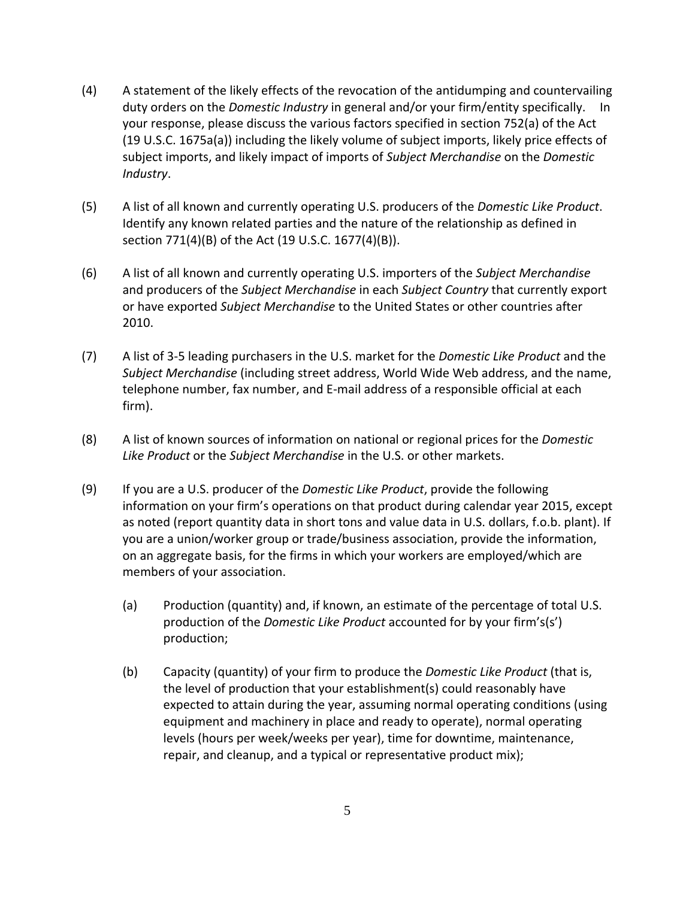(4) A statement of the likely effects of the revocation of the antidumping and countervailing duty orders on the *Domestic Industry* in general and/or your firm/entity specifically. In your response, please discuss the various factors specified in section 752(a) of the Act (19 U.S.C. 1675a(a)) including the likely volume of subject imports, likely price effects of subject imports, and likely impact of imports of *Subject Merchandise* on the *Domestic Industry*.

(5) A list of all known and currently operating U.S. producers of the *Domestic Like Product*. Identify any known related parties and the nature of the relationship as defined in section 771(4)(B) of the Act (19 U.S.C. 1677(4)(B)).

(6) A list of all known and currently operating U.S. importers of the *Subject Merchandise* and producers of the *Subject Merchandise* in each *Subject Country* that currently export or have exported *Subject Merchandise* to the United States or other countries after 2010.

(7) A list of 3-5 leading purchasers in the U.S. market for the *Domestic Like Product* and the *Subject Merchandise* (including street address, World Wide Web address, and the name, telephone number, fax number, and E-mail address of a responsible official at each firm).

(8) A list of known sources of information on national or regional prices for the *Domestic Like Product* or the *Subject Merchandise* in the U.S. or other markets.

(9) If you are a U.S. producer of the *Domestic Like Product*, provide the following information on your firm's operations on that product during calendar year 2015, except as noted (report quantity data in short tons and value data in U.S. dollars, f.o.b. plant). If you are a union/worker group or trade/business association, provide the information, on an aggregate basis, for the firms in which your workers are employed/which are members of your association.

   (a) Production (quantity) and, if known, an estimate of the percentage of total U.S. production of the *Domestic Like Product* accounted for by your firm's(s') production;

   (b) Capacity (quantity) of your firm to produce the *Domestic Like Product* (that is, the level of production that your establishment(s) could reasonably have expected to attain during the year, assuming normal operating conditions (using equipment and machinery in place and ready to operate), normal operating levels (hours per week/weeks per year), time for downtime, maintenance, repair, and cleanup, and a typical or representative product mix);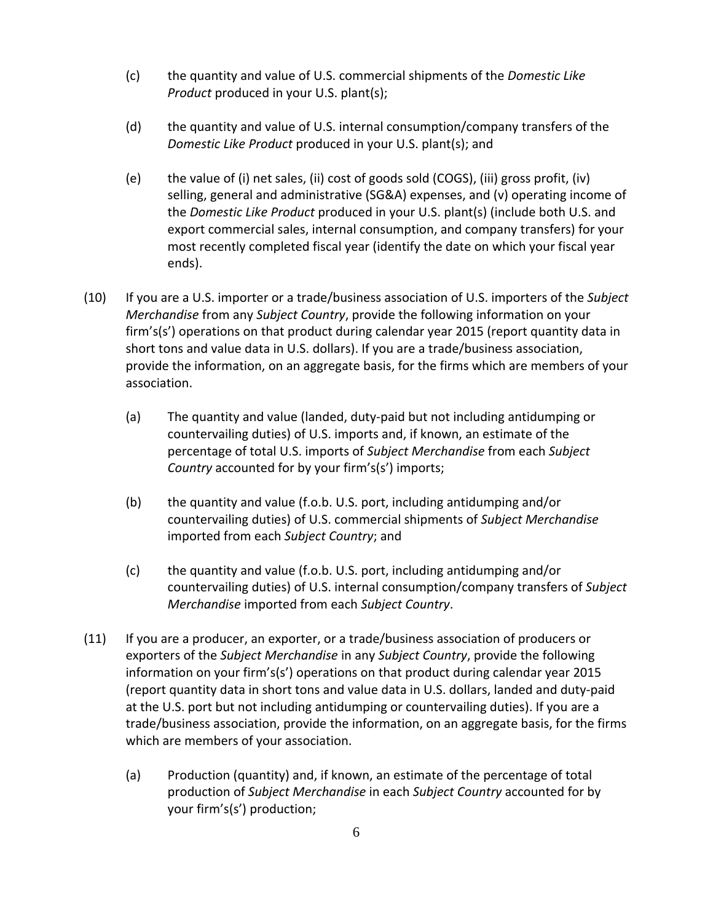(c) the quantity and value of U.S. commercial shipments of the *Domestic Like Product* produced in your U.S. plant(s);

(d) the quantity and value of U.S. internal consumption/company transfers of the *Domestic Like Product* produced in your U.S. plant(s); and

(e) the value of (i) net sales, (ii) cost of goods sold (COGS), (iii) gross profit, (iv) selling, general and administrative (SG&A) expenses, and (v) operating income of the *Domestic Like Product* produced in your U.S. plant(s) (include both U.S. and export commercial sales, internal consumption, and company transfers) for your most recently completed fiscal year (identify the date on which your fiscal year ends).

(10) If you are a U.S. importer or a trade/business association of U.S. importers of the *Subject Merchandise* from any *Subject Country*, provide the following information on your firm's(s') operations on that product during calendar year 2015 (report quantity data in short tons and value data in U.S. dollars). If you are a trade/business association, provide the information, on an aggregate basis, for the firms which are members of your association.

(a) The quantity and value (landed, duty-paid but not including antidumping or countervailing duties) of U.S. imports and, if known, an estimate of the percentage of total U.S. imports of *Subject Merchandise* from each *Subject Country* accounted for by your firm's(s') imports;

(b) the quantity and value (f.o.b. U.S. port, including antidumping and/or countervailing duties) of U.S. commercial shipments of *Subject Merchandise* imported from each *Subject Country*; and

(c) the quantity and value (f.o.b. U.S. port, including antidumping and/or countervailing duties) of U.S. internal consumption/company transfers of *Subject Merchandise* imported from each *Subject Country*.

(11) If you are a producer, an exporter, or a trade/business association of producers or exporters of the *Subject Merchandise* in any *Subject Country*, provide the following information on your firm's(s') operations on that product during calendar year 2015 (report quantity data in short tons and value data in U.S. dollars, landed and duty-paid at the U.S. port but not including antidumping or countervailing duties). If you are a trade/business association, provide the information, on an aggregate basis, for the firms which are members of your association.

(a) Production (quantity) and, if known, an estimate of the percentage of total production of *Subject Merchandise* in each *Subject Country* accounted for by your firm's(s') production;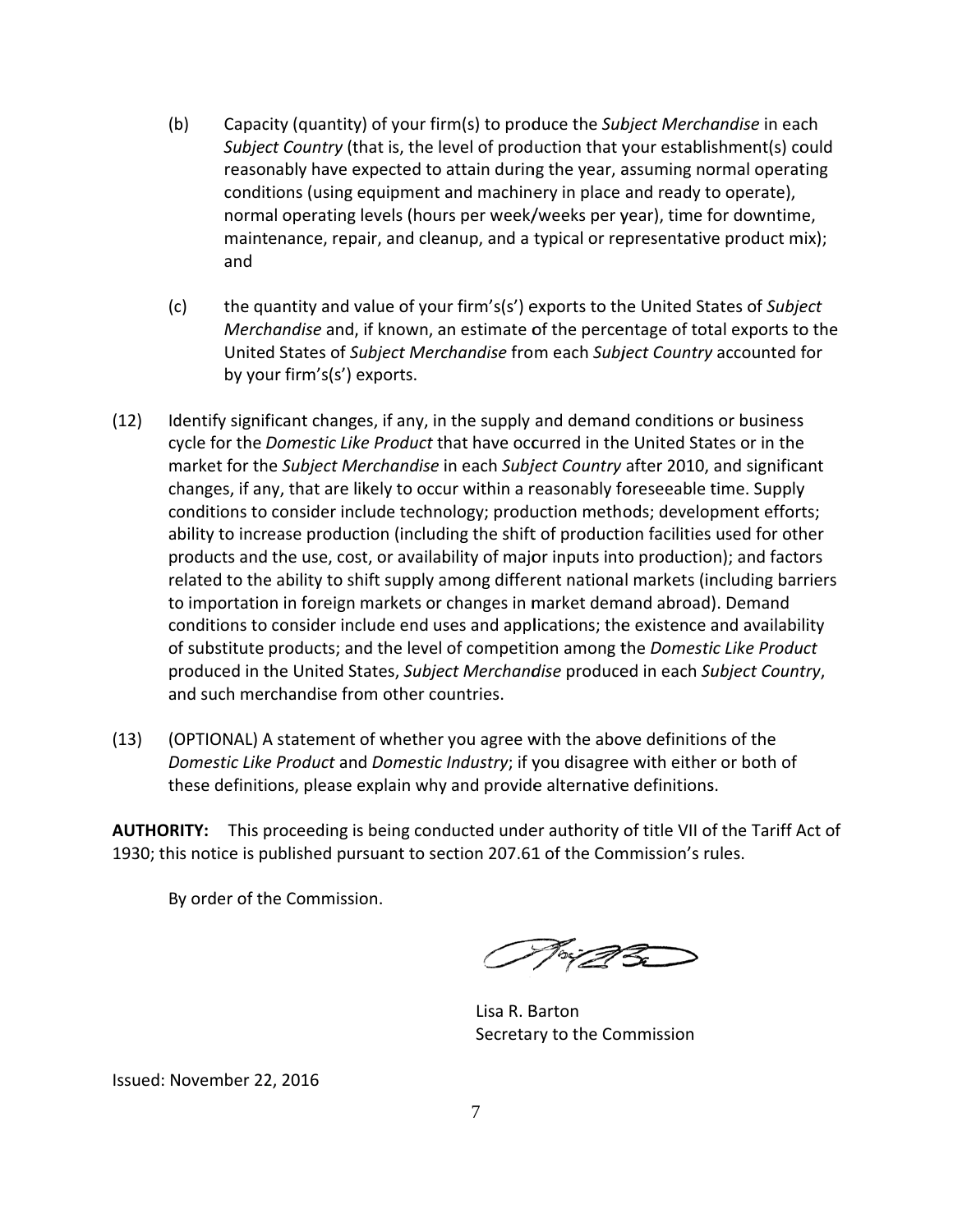(b) Capacity (quantity) of your firm(s) to produce the *Subject Merchandise* in each *Subject Country* (that is, the level of production that your establishment(s) could reasonably have expected to attain during the year, assuming normal operating conditions (using equipment and machinery in place and ready to operate), normal operating levels (hours per week/weeks per year), time for downtime, maintenance, repair, and cleanup, and a typical or representative product mix); and

(c) the quantity and value of your firm's(s') exports to the United States of *Subject Merchandise* and, if known, an estimate of the percentage of total exports to the United States of *Subject Merchandise* from each *Subject Country* accounted for by your firm's(s') exports.

(12) Identify significant changes, if any, in the supply and demand conditions or business cycle for the *Domestic Like Product* that have occurred in the United States or in the market for the *Subject Merchandise* in each *Subject Country* after 2010, and significant changes, if any, that are likely to occur within a reasonably foreseeable time. Supply conditions to consider include technology; production methods; development efforts; ability to increase production (including the shift of production facilities used for other products and the use, cost, or availability of major inputs into production); and factors related to the ability to shift supply among different national markets (including barriers to importation in foreign markets or changes in market demand abroad). Demand conditions to consider include end uses and applications; the existence and availability of substitute products; and the level of competition among the *Domestic Like Product* produced in the United States, *Subject Merchandise* produced in each *Subject Country*, and such merchandise from other countries.

(13) (OPTIONAL) A statement of whether you agree with the above definitions of the *Domestic Like Product* and *Domestic Industry*; if you disagree with either or both of these definitions, please explain why and provide alternative definitions.

**AUTHORITY:** This proceeding is being conducted under authority of title VII of the Tariff Act of 1930; this notice is published pursuant to section 207.61 of the Commission's rules.

By order of the Commission.

Lisa R. Barton
Secretary to the Commission

Issued: November 22, 2016